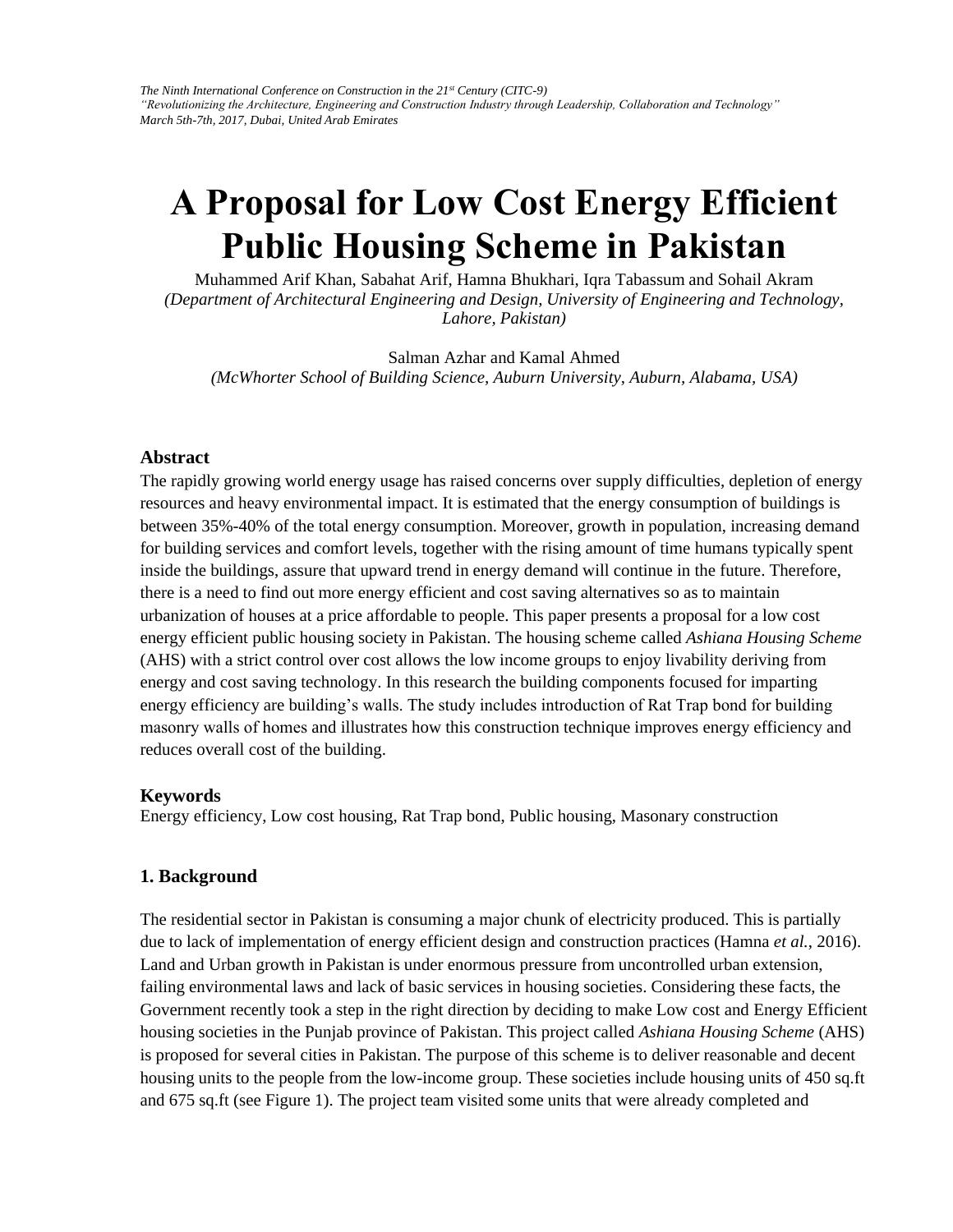# A Proposal for Low Cost Energy Efficient Public Housing Scheme in Pakistan

Muhammed Arif Khan, Sabahat Arif, Hamna Bhukhari, Iqra Tabassum and Sohail Akram
*(Department of Architectural Engineering and Design, University of Engineering and Technology, Lahore, Pakistan)*

Salman Azhar and Kamal Ahmed
*(McWhorter School of Building Science, Auburn University, Auburn, Alabama, USA)*

### Abstract

The rapidly growing world energy usage has raised concerns over supply difficulties, depletion of energy resources and heavy environmental impact. It is estimated that the energy consumption of buildings is between 35%-40% of the total energy consumption. Moreover, growth in population, increasing demand for building services and comfort levels, together with the rising amount of time humans typically spent inside the buildings, assure that upward trend in energy demand will continue in the future. Therefore, there is a need to find out more energy efficient and cost saving alternatives so as to maintain urbanization of houses at a price affordable to people. This paper presents a proposal for a low cost energy efficient public housing society in Pakistan. The housing scheme called *Ashiana Housing Scheme* (AHS) with a strict control over cost allows the low income groups to enjoy livability deriving from energy and cost saving technology. In this research the building components focused for imparting energy efficiency are building's walls. The study includes introduction of Rat Trap bond for building masonry walls of homes and illustrates how this construction technique improves energy efficiency and reduces overall cost of the building.

### Keywords

Energy efficiency, Low cost housing, Rat Trap bond, Public housing, Masonary construction

### 1. Background

The residential sector in Pakistan is consuming a major chunk of electricity produced. This is partially due to lack of implementation of energy efficient design and construction practices (Hamna *et al.*, 2016). Land and Urban growth in Pakistan is under enormous pressure from uncontrolled urban extension, failing environmental laws and lack of basic services in housing societies. Considering these facts, the Government recently took a step in the right direction by deciding to make Low cost and Energy Efficient housing societies in the Punjab province of Pakistan. This project called *Ashiana Housing Scheme* (AHS) is proposed for several cities in Pakistan. The purpose of this scheme is to deliver reasonable and decent housing units to the people from the low-income group. These societies include housing units of 450 sq.ft and 675 sq.ft (see Figure 1). The project team visited some units that were already completed and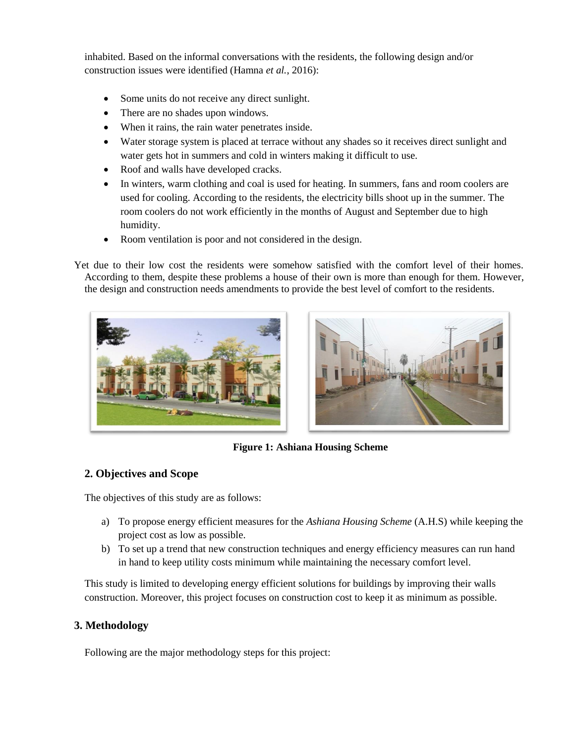inhabited. Based on the informal conversations with the residents, the following design and/or construction issues were identified (Hamna *et al.*, 2016):

- Some units do not receive any direct sunlight.
- There are no shades upon windows.
- When it rains, the rain water penetrates inside.
- Water storage system is placed at terrace without any shades so it receives direct sunlight and water gets hot in summers and cold in winters making it difficult to use.
- Roof and walls have developed cracks.
- In winters, warm clothing and coal is used for heating. In summers, fans and room coolers are used for cooling. According to the residents, the electricity bills shoot up in the summer. The room coolers do not work efficiently in the months of August and September due to high humidity.
- Room ventilation is poor and not considered in the design.

Yet due to their low cost the residents were somehow satisfied with the comfort level of their homes. According to them, despite these problems a house of their own is more than enough for them. However, the design and construction needs amendments to provide the best level of comfort to the residents.

**Figure 1: Ashiana Housing Scheme**

## 2. Objectives and Scope

The objectives of this study are as follows:

a) To propose energy efficient measures for the *Ashiana Housing Scheme* (A.H.S) while keeping the project cost as low as possible.
b) To set up a trend that new construction techniques and energy efficiency measures can run hand in hand to keep utility costs minimum while maintaining the necessary comfort level.

This study is limited to developing energy efficient solutions for buildings by improving their walls construction. Moreover, this project focuses on construction cost to keep it as minimum as possible.

## 3. Methodology

Following are the major methodology steps for this project: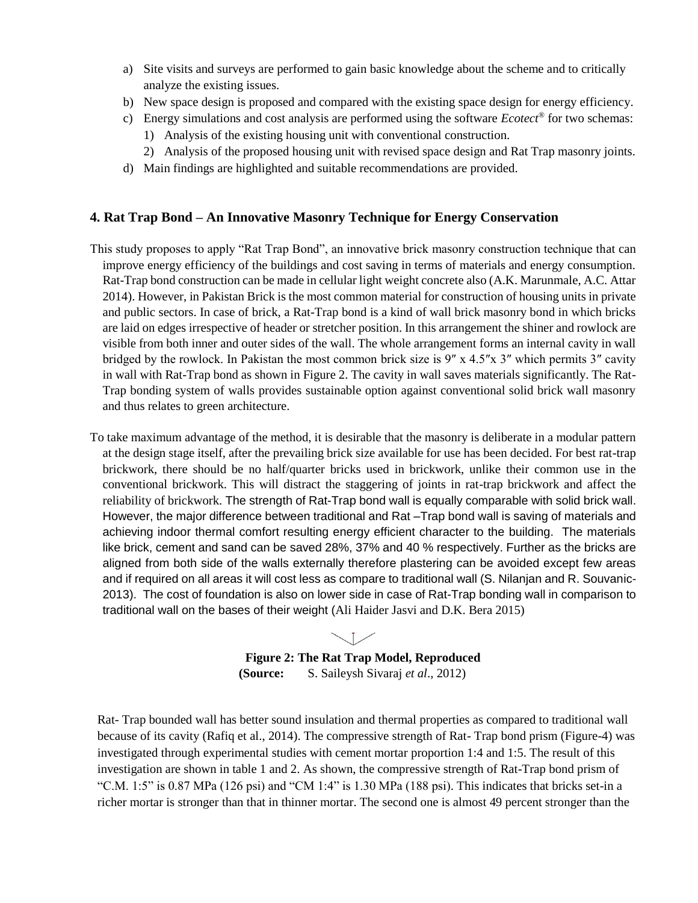a) Site visits and surveys are performed to gain basic knowledge about the scheme and to critically analyze the existing issues.
b) New space design is proposed and compared with the existing space design for energy efficiency.
c) Energy simulations and cost analysis are performed using the software *Ecotect*® for two schemas:
   1) Analysis of the existing housing unit with conventional construction.
   2) Analysis of the proposed housing unit with revised space design and Rat Trap masonry joints.
d) Main findings are highlighted and suitable recommendations are provided.

## 4. Rat Trap Bond – An Innovative Masonry Technique for Energy Conservation

This study proposes to apply "Rat Trap Bond", an innovative brick masonry construction technique that can improve energy efficiency of the buildings and cost saving in terms of materials and energy consumption. Rat-Trap bond construction can be made in cellular light weight concrete also (A.K. Marunmale, A.C. Attar 2014). However, in Pakistan Brick is the most common material for construction of housing units in private and public sectors. In case of brick, a Rat-Trap bond is a kind of wall brick masonry bond in which bricks are laid on edges irrespective of header or stretcher position. In this arrangement the shiner and rowlock are visible from both inner and outer sides of the wall. The whole arrangement forms an internal cavity in wall bridged by the rowlock. In Pakistan the most common brick size is 9″ x 4.5″x 3″ which permits 3″ cavity in wall with Rat-Trap bond as shown in Figure 2. The cavity in wall saves materials significantly. The Rat-Trap bonding system of walls provides sustainable option against conventional solid brick wall masonry and thus relates to green architecture.

To take maximum advantage of the method, it is desirable that the masonry is deliberate in a modular pattern at the design stage itself, after the prevailing brick size available for use has been decided. For best rat-trap brickwork, there should be no half/quarter bricks used in brickwork, unlike their common use in the conventional brickwork. This will distract the staggering of joints in rat-trap brickwork and affect the reliability of brickwork. The strength of Rat-Trap bond wall is equally comparable with solid brick wall. However, the major difference between traditional and Rat –Trap bond wall is saving of materials and achieving indoor thermal comfort resulting energy efficient character to the building. The materials like brick, cement and sand can be saved 28%, 37% and 40 % respectively. Further as the bricks are aligned from both side of the walls externally therefore plastering can be avoided except few areas and if required on all areas it will cost less as compare to traditional wall (S. Nilanjan and R. Souvanic-2013). The cost of foundation is also on lower side in case of Rat-Trap bonding wall in comparison to traditional wall on the bases of their weight (Ali Haider Jasvi and D.K. Bera 2015)

**Figure 2: The Rat Trap Model, Reproduced**
**(Source:** S. Saileysh Sivaraj *et al*., 2012)

Rat- Trap bounded wall has better sound insulation and thermal properties as compared to traditional wall because of its cavity (Rafiq et al., 2014). The compressive strength of Rat- Trap bond prism (Figure-4) was investigated through experimental studies with cement mortar proportion 1:4 and 1:5. The result of this investigation are shown in table 1 and 2. As shown, the compressive strength of Rat-Trap bond prism of "C.M. 1:5" is 0.87 MPa (126 psi) and "CM 1:4" is 1.30 MPa (188 psi). This indicates that bricks set-in a richer mortar is stronger than that in thinner mortar. The second one is almost 49 percent stronger than the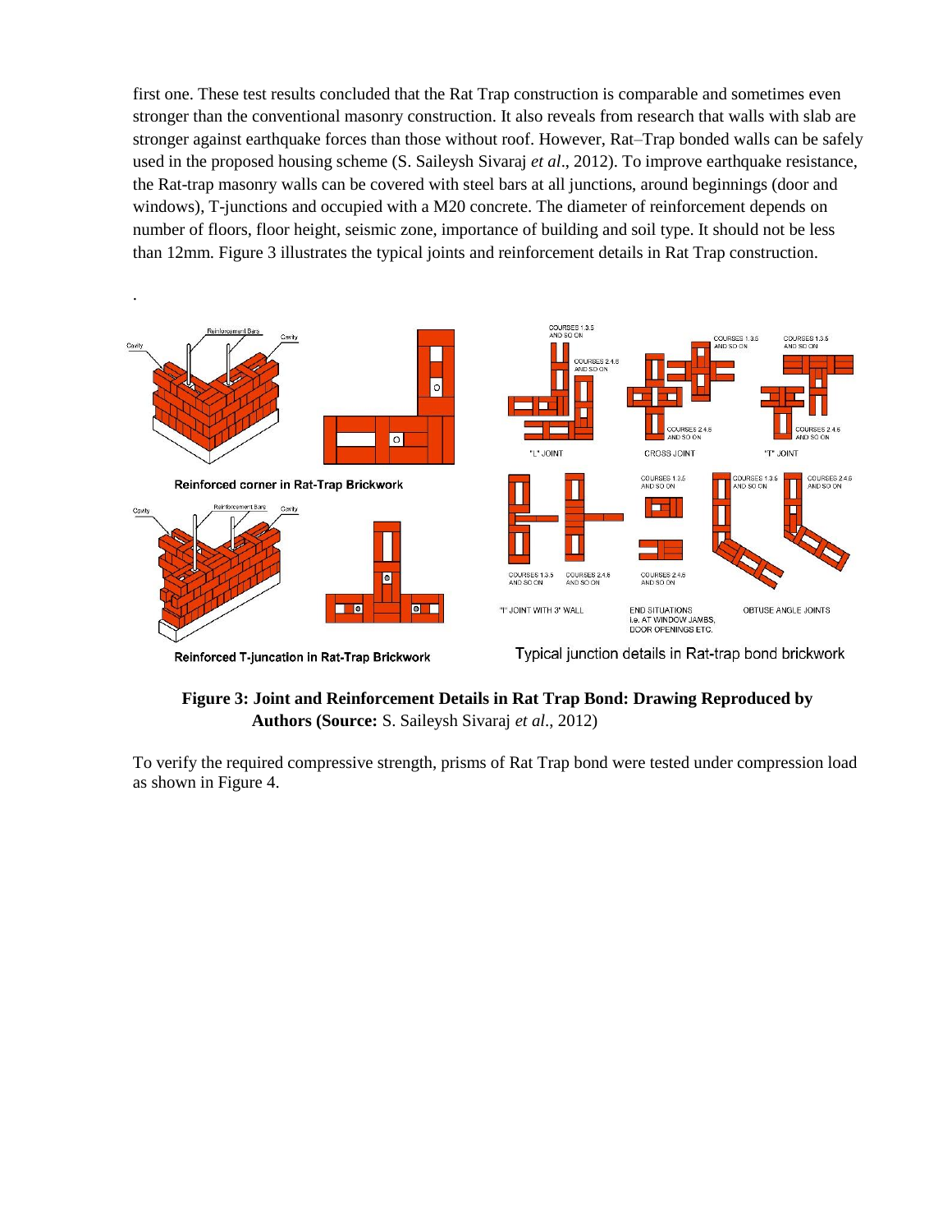first one. These test results concluded that the Rat Trap construction is comparable and sometimes even stronger than the conventional masonry construction. It also reveals from research that walls with slab are stronger against earthquake forces than those without roof. However, Rat–Trap bonded walls can be safely used in the proposed housing scheme (S. Saileysh Sivaraj *et al*., 2012). To improve earthquake resistance, the Rat-trap masonry walls can be covered with steel bars at all junctions, around beginnings (door and windows), T-junctions and occupied with a M20 concrete. The diameter of reinforcement depends on number of floors, floor height, seismic zone, importance of building and soil type. It should not be less than 12mm. Figure 3 illustrates the typical joints and reinforcement details in Rat Trap construction.

Reinforced corner in Rat-Trap Brickwork

Reinforced T-juncation in Rat-Trap Brickwork

Typical junction details in Rat-trap bond brickwork

**Figure 3: Joint and Reinforcement Details in Rat Trap Bond: Drawing Reproduced by Authors (Source:** S. Saileysh Sivaraj *et al*., 2012)

To verify the required compressive strength, prisms of Rat Trap bond were tested under compression load as shown in Figure 4.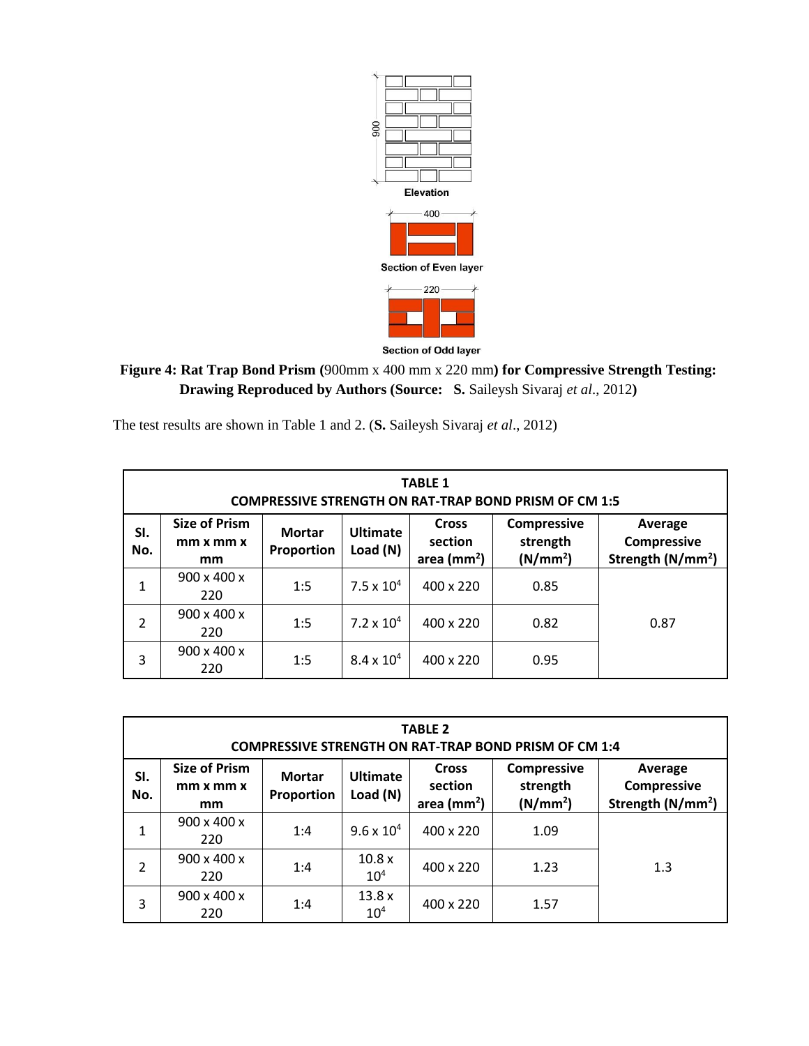**Figure 4: Rat Trap Bond Prism (**900mm x 400 mm x 220 mm**) for Compressive Strength Testing: Drawing Reproduced by Authors (Source: S.** Saileysh Sivaraj *et al*., 2012**)**

The test results are shown in Table 1 and 2. (**S.** Saileysh Sivaraj *et al*., 2012)

**TABLE 1**
**COMPRESSIVE STRENGTH ON RAT-TRAP BOND PRISM OF CM 1:5**

| Sl. No. | Size of Prism mm x mm x mm | Mortar Proportion | Ultimate Load (N) | Cross section area ($mm^2$) | Compressive strength ($N/mm^2$) | Average Compressive Strength ($N/mm^2$) |
|---|---|---|---|---|---|---|
| 1 | 900 x 400 x 220 | 1:5 | $7.5 \times 10^4$ | 400 x 220 | 0.85 | 0.87 |
| 2 | 900 x 400 x 220 | 1:5 | $7.2 \times 10^4$ | 400 x 220 | 0.82 | |
| 3 | 900 x 400 x 220 | 1:5 | $8.4 \times 10^4$ | 400 x 220 | 0.95 | |

**TABLE 2**
**COMPRESSIVE STRENGTH ON RAT-TRAP BOND PRISM OF CM 1:4**

| Sl. No. | Size of Prism mm x mm x mm | Mortar Proportion | Ultimate Load (N) | Cross section area ($mm^2$) | Compressive strength ($N/mm^2$) | Average Compressive Strength ($N/mm^2$) |
|---|---|---|---|---|---|---|
| 1 | 900 x 400 x 220 | 1:4 | $9.6 \times 10^4$ | 400 x 220 | 1.09 | 1.3 |
| 2 | 900 x 400 x 220 | 1:4 | $10.8 \times 10^4$ | 400 x 220 | 1.23 | |
| 3 | 900 x 400 x 220 | 1:4 | $13.8 \times 10^4$ | 400 x 220 | 1.57 | |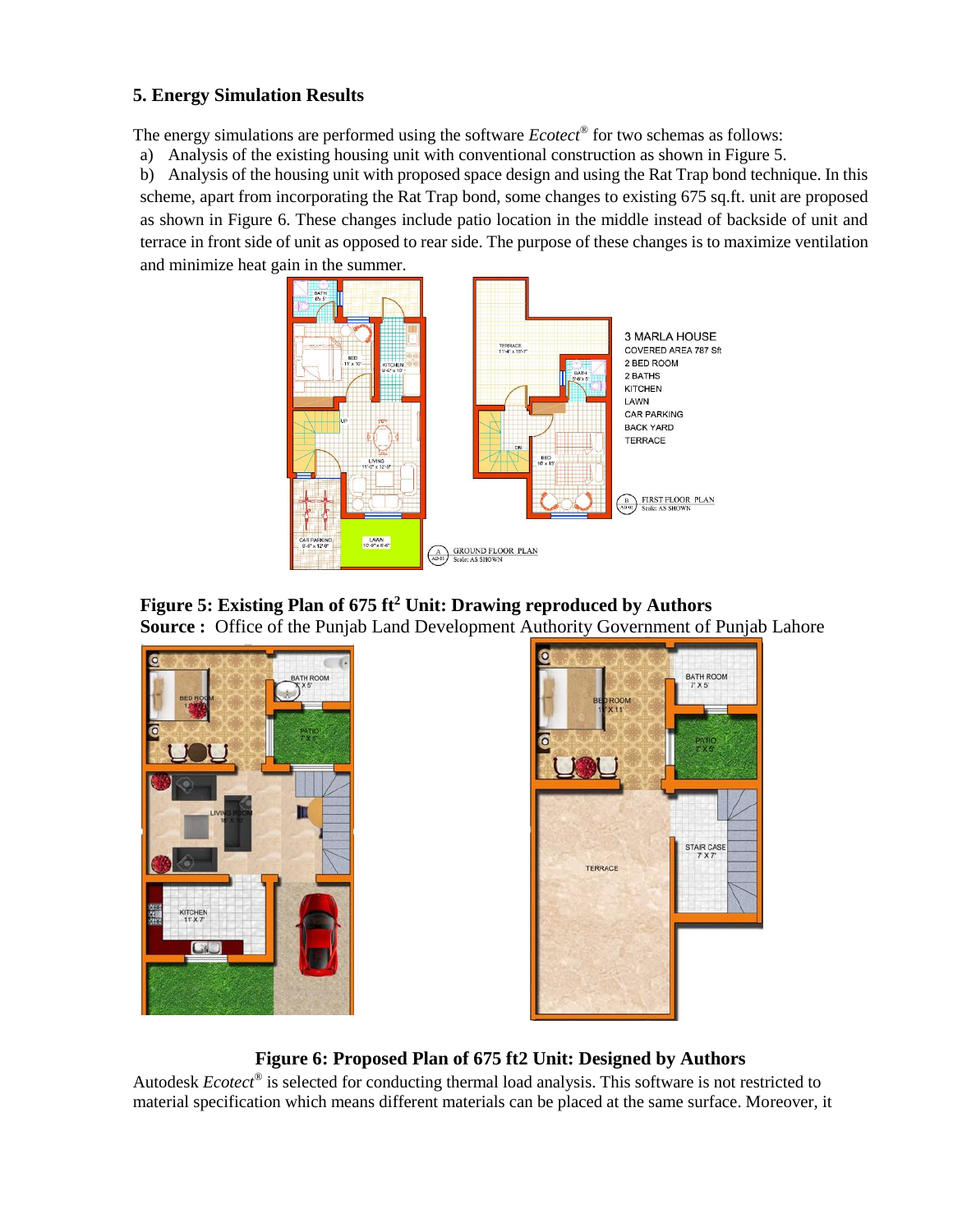## 5. Energy Simulation Results

The energy simulations are performed using the software *Ecotect*® for two schemas as follows:

a) Analysis of the existing housing unit with conventional construction as shown in Figure 5.

b) Analysis of the housing unit with proposed space design and using the Rat Trap bond technique. In this scheme, apart from incorporating the Rat Trap bond, some changes to existing 675 sq.ft. unit are proposed as shown in Figure 6. These changes include patio location in the middle instead of backside of unit and terrace in front side of unit as opposed to rear side. The purpose of these changes is to maximize ventilation and minimize heat gain in the summer.

**Figure 5: Existing Plan of 675 ft² Unit: Drawing reproduced by Authors**
**Source :** Office of the Punjab Land Development Authority Government of Punjab Lahore

**Figure 6: Proposed Plan of 675 ft2 Unit: Designed by Authors**

Autodesk *Ecotect*® is selected for conducting thermal load analysis. This software is not restricted to material specification which means different materials can be placed at the same surface. Moreover, it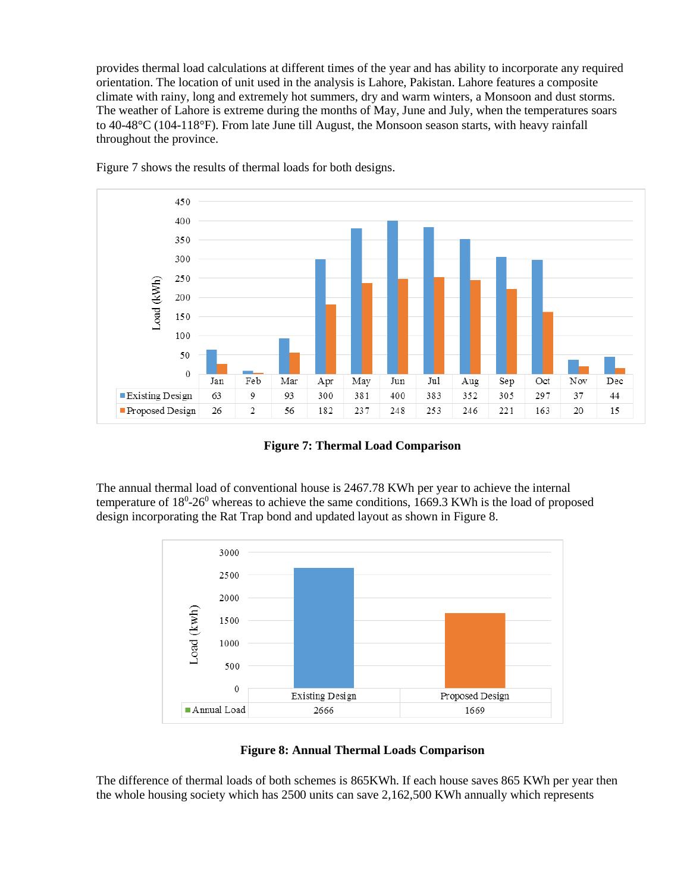provides thermal load calculations at different times of the year and has ability to incorporate any required orientation. The location of unit used in the analysis is Lahore, Pakistan. Lahore features a composite climate with rainy, long and extremely hot summers, dry and warm winters, a Monsoon and dust storms. The weather of Lahore is extreme during the months of May, June and July, when the temperatures soars to 40-48°C (104-118°F). From late June till August, the Monsoon season starts, with heavy rainfall throughout the province.

Figure 7 shows the results of thermal loads for both designs.

| | Jan | Feb | Mar | Apr | May | Jun | Jul | Aug | Sep | Oct | Nov | Dec |
|---|---|---|---|---|---|---|---|---|---|---|---|---|
| Existing Design | 63 | 9 | 93 | 300 | 381 | 400 | 383 | 352 | 305 | 297 | 37 | 44 |
| Proposed Design | 26 | 2 | 56 | 182 | 237 | 248 | 253 | 246 | 221 | 163 | 20 | 15 |

**Figure 7: Thermal Load Comparison**

The annual thermal load of conventional house is 2467.78 KWh per year to achieve the internal temperature of $18^0$-$26^0$ whereas to achieve the same conditions, 1669.3 KWh is the load of proposed design incorporating the Rat Trap bond and updated layout as shown in Figure 8.

| | Existing Design | Proposed Design |
|---|---|---|
| Annual Load | 2666 | 1669 |

**Figure 8: Annual Thermal Loads Comparison**

The difference of thermal loads of both schemes is 865KWh. If each house saves 865 KWh per year then the whole housing society which has 2500 units can save 2,162,500 KWh annually which represents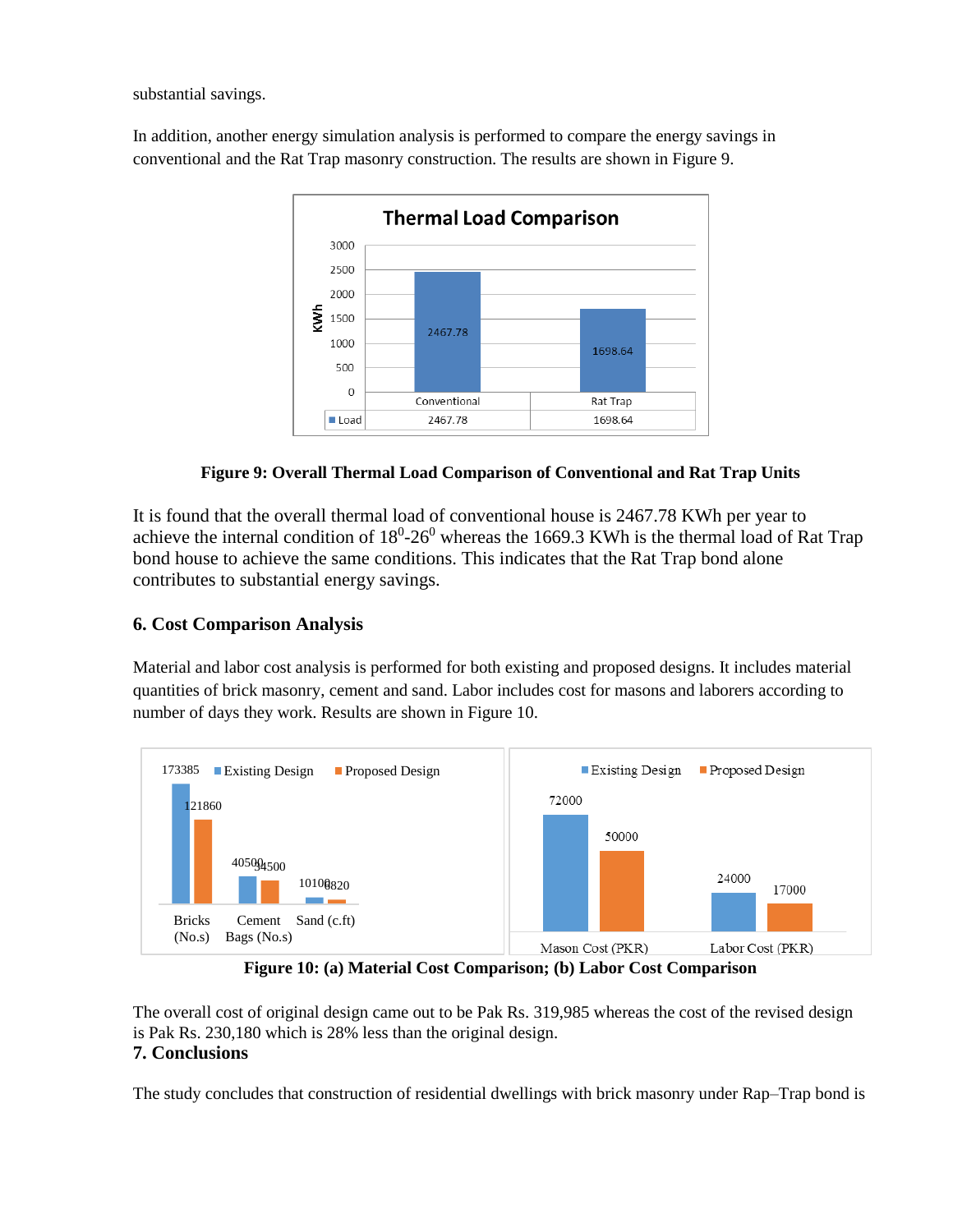substantial savings.

In addition, another energy simulation analysis is performed to compare the energy savings in conventional and the Rat Trap masonry construction. The results are shown in Figure 9.

**Figure 9: Overall Thermal Load Comparison of Conventional and Rat Trap Units**

It is found that the overall thermal load of conventional house is 2467.78 KWh per year to achieve the internal condition of $18^0$-$26^0$ whereas the 1669.3 KWh is the thermal load of Rat Trap bond house to achieve the same conditions. This indicates that the Rat Trap bond alone contributes to substantial energy savings.

## 6. Cost Comparison Analysis

Material and labor cost analysis is performed for both existing and proposed designs. It includes material quantities of brick masonry, cement and sand. Labor includes cost for masons and laborers according to number of days they work. Results are shown in Figure 10.

**Figure 10: (a) Material Cost Comparison; (b) Labor Cost Comparison**

The overall cost of original design came out to be Pak Rs. 319,985 whereas the cost of the revised design is Pak Rs. 230,180 which is 28% less than the original design.

## 7. Conclusions

The study concludes that construction of residential dwellings with brick masonry under Rap–Trap bond is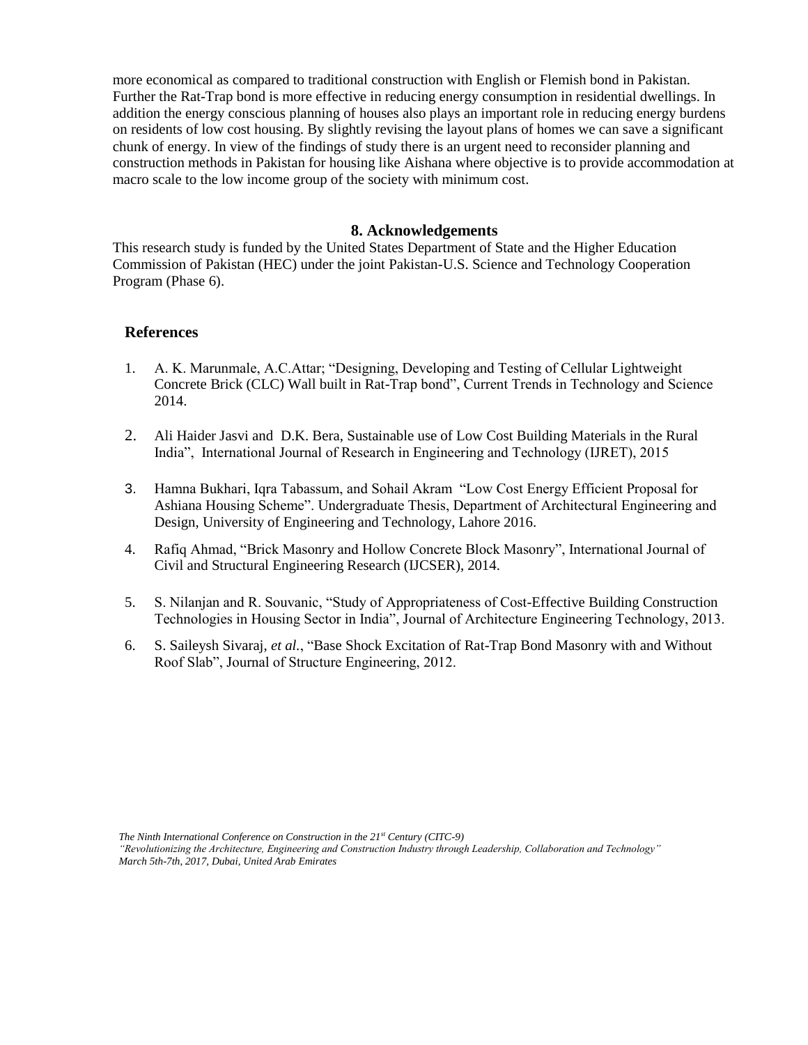more economical as compared to traditional construction with English or Flemish bond in Pakistan. Further the Rat-Trap bond is more effective in reducing energy consumption in residential dwellings. In addition the energy conscious planning of houses also plays an important role in reducing energy burdens on residents of low cost housing. By slightly revising the layout plans of homes we can save a significant chunk of energy. In view of the findings of study there is an urgent need to reconsider planning and construction methods in Pakistan for housing like Aishana where objective is to provide accommodation at macro scale to the low income group of the society with minimum cost.

## 8. Acknowledgements

This research study is funded by the United States Department of State and the Higher Education Commission of Pakistan (HEC) under the joint Pakistan-U.S. Science and Technology Cooperation Program (Phase 6).

## References

1. A. K. Marunmale, A.C.Attar; "Designing, Developing and Testing of Cellular Lightweight Concrete Brick (CLC) Wall built in Rat-Trap bond", Current Trends in Technology and Science 2014.
2. Ali Haider Jasvi and D.K. Bera, Sustainable use of Low Cost Building Materials in the Rural India", International Journal of Research in Engineering and Technology (IJRET), 2015
3. Hamna Bukhari, Iqra Tabassum, and Sohail Akram "Low Cost Energy Efficient Proposal for Ashiana Housing Scheme". Undergraduate Thesis, Department of Architectural Engineering and Design, University of Engineering and Technology, Lahore 2016.
4. Rafiq Ahmad, "Brick Masonry and Hollow Concrete Block Masonry", International Journal of Civil and Structural Engineering Research (IJCSER), 2014.
5. S. Nilanjan and R. Souvanic, "Study of Appropriateness of Cost-Effective Building Construction Technologies in Housing Sector in India", Journal of Architecture Engineering Technology, 2013.
6. S. Saileysh Sivaraj, *et al.*, "Base Shock Excitation of Rat-Trap Bond Masonry with and Without Roof Slab", Journal of Structure Engineering, 2012.